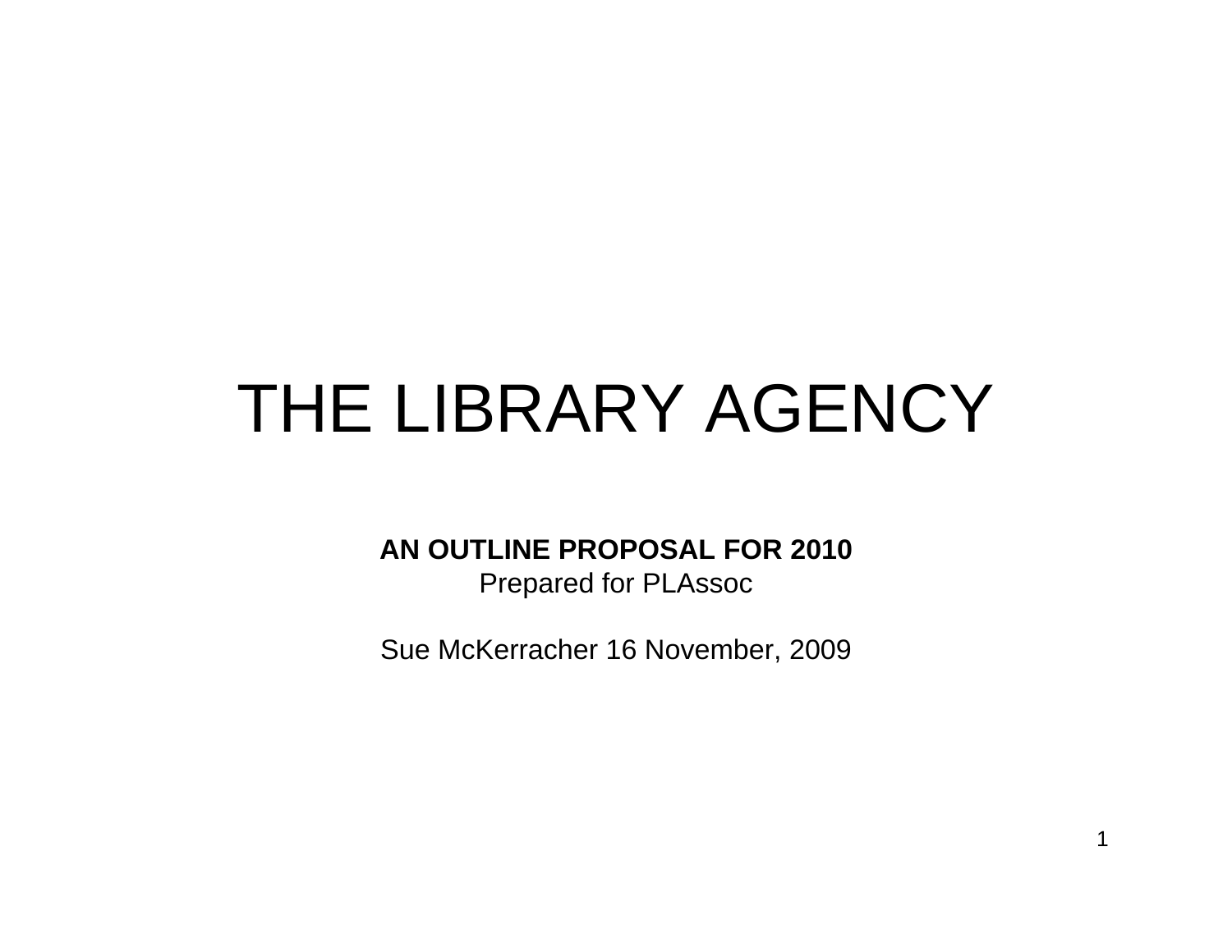# THE LIBRARY AGENCY

**AN OUTLINE PROPOSAL FOR 2010**

Prepared for PLAssoc

Sue McKerracher 16 November, 2009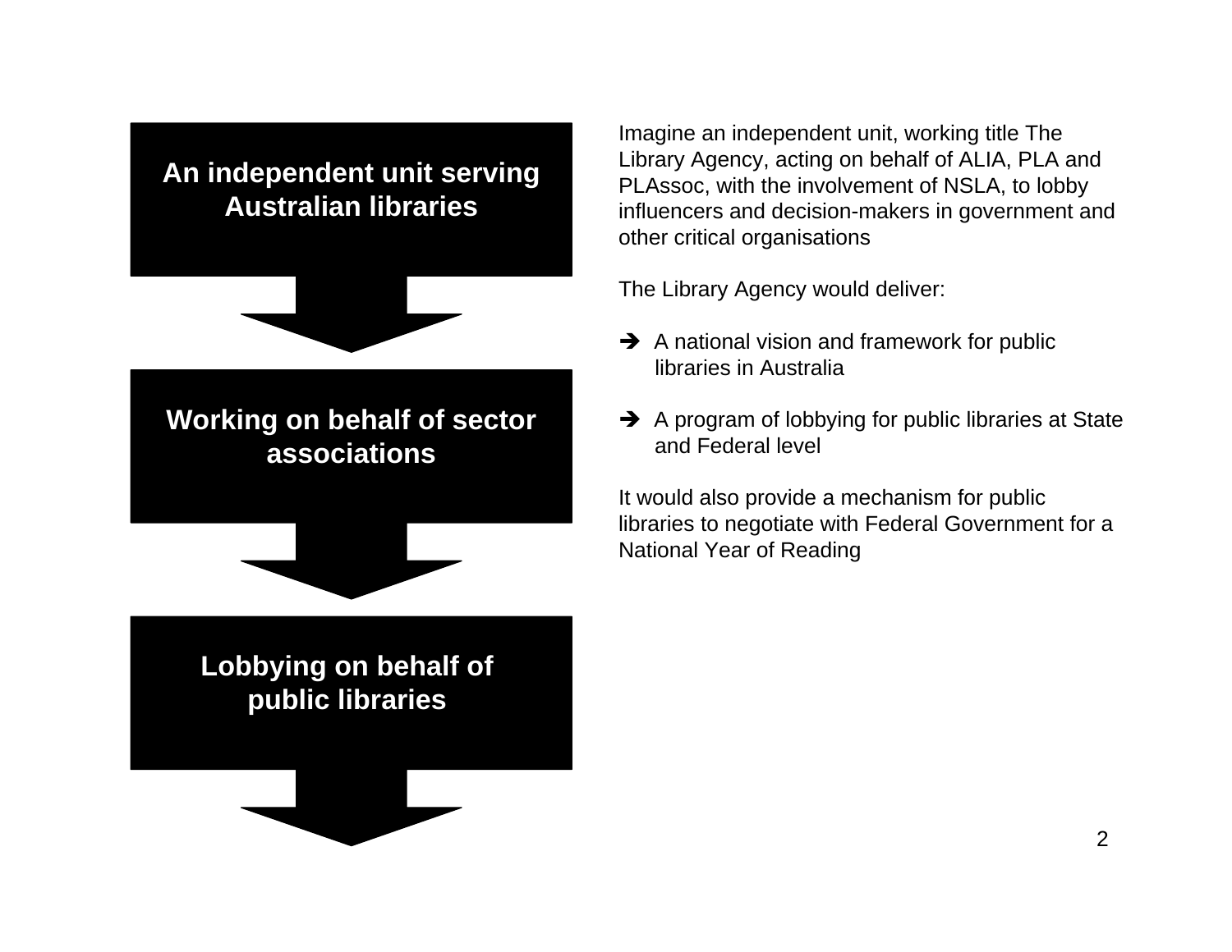**An independent unit serving Australian libraries**

**Working on behalf of sector associations**

**Lobbying on behalf of public libraries**

Imagine an independent unit, working title The Library Agency, acting on behalf of ALIA, PLA and PLAssoc, with the involvement of NSLA, to lobby influencers and decision-makers in government and other critical organisations

The Library Agency would deliver:

- ➔ A national vision and framework for public libraries in Australia
- ➔ A program of lobbying for public libraries at State and Federal level

It would also provide a mechanism for public libraries to negotiate with Federal Government for a National Year of Reading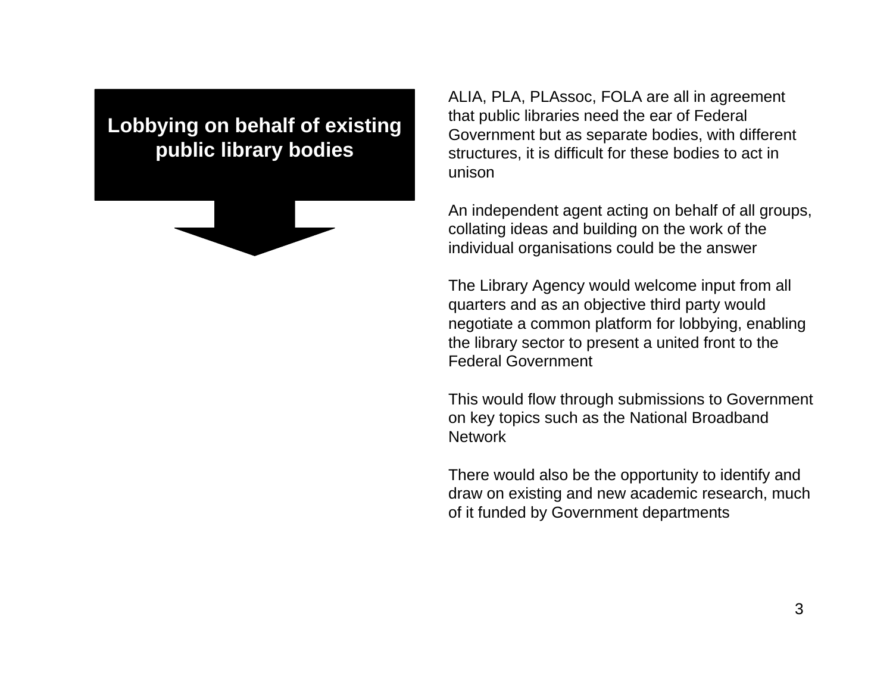## Lobbying on behalf of existing public library bodies

ALIA, PLA, PLAssoc, FOLA are all in agreement that public libraries need the ear of Federal Government but as separate bodies, with different structures, it is difficult for these bodies to act in unison

An independent agent acting on behalf of all groups, collating ideas and building on the work of the individual organisations could be the answer

The Library Agency would welcome input from all quarters and as an objective third party would negotiate a common platform for lobbying, enabling the library sector to present a united front to the Federal Government

This would flow through submissions to Government on key topics such as the National Broadband Network

There would also be the opportunity to identify and draw on existing and new academic research, much of it funded by Government departments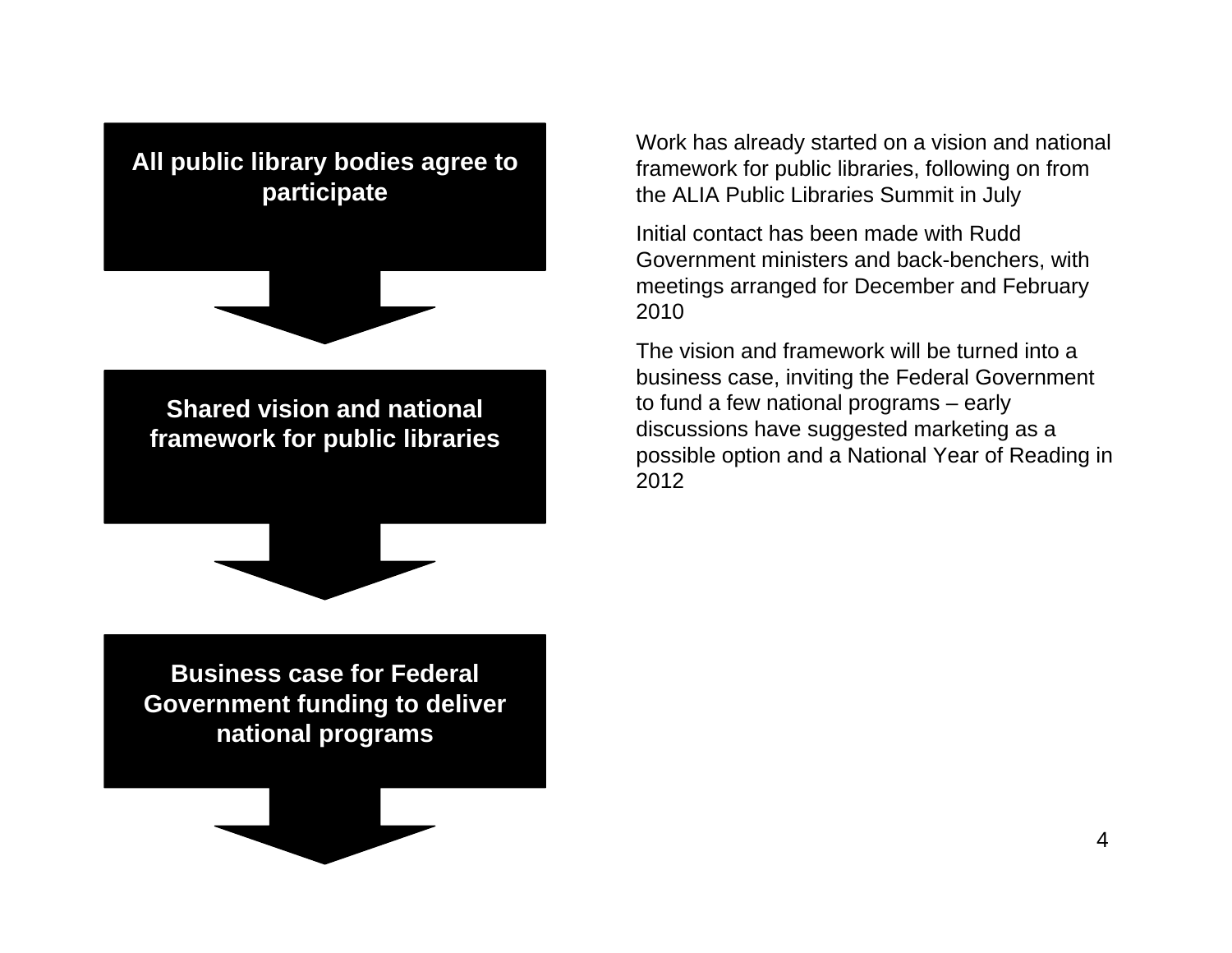**All public library bodies agree to participate**

↓

**Shared vision and national framework for public libraries**

↓

**Business case for Federal Government funding to deliver national programs**

↓

Work has already started on a vision and national framework for public libraries, following on from the ALIA Public Libraries Summit in July

Initial contact has been made with Rudd Government ministers and back-benchers, with meetings arranged for December and February 2010

The vision and framework will be turned into a business case, inviting the Federal Government to fund a few national programs – early discussions have suggested marketing as a possible option and a National Year of Reading in 2012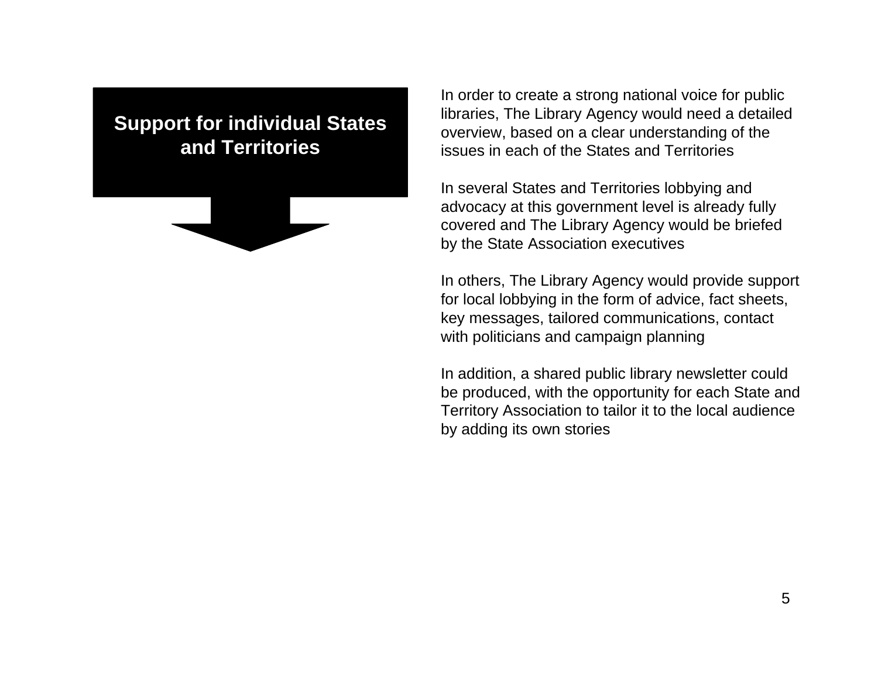## Support for individual States and Territories

In order to create a strong national voice for public libraries, The Library Agency would need a detailed overview, based on a clear understanding of the issues in each of the States and Territories

In several States and Territories lobbying and advocacy at this government level is already fully covered and The Library Agency would be briefed by the State Association executives

In others, The Library Agency would provide support for local lobbying in the form of advice, fact sheets, key messages, tailored communications, contact with politicians and campaign planning

In addition, a shared public library newsletter could be produced, with the opportunity for each State and Territory Association to tailor it to the local audience by adding its own stories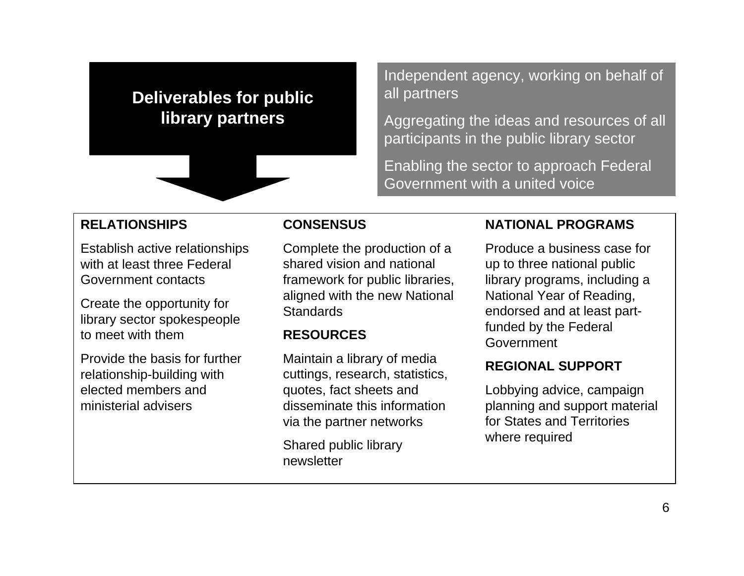## Deliverables for public library partners

Independent agency, working on behalf of all partners

Aggregating the ideas and resources of all participants in the public library sector

Enabling the sector to approach Federal Government with a united voice

**RELATIONSHIPS**

Establish active relationships with at least three Federal Government contacts

Create the opportunity for library sector spokespeople to meet with them

Provide the basis for further relationship-building with elected members and ministerial advisers

**CONSENSUS**

Complete the production of a shared vision and national framework for public libraries, aligned with the new National Standards

**RESOURCES**

Maintain a library of media cuttings, research, statistics, quotes, fact sheets and disseminate this information via the partner networks

Shared public library newsletter

**NATIONAL PROGRAMS**

Produce a business case for up to three national public library programs, including a National Year of Reading, endorsed and at least part-funded by the Federal Government

**REGIONAL SUPPORT**

Lobbying advice, campaign planning and support material for States and Territories where required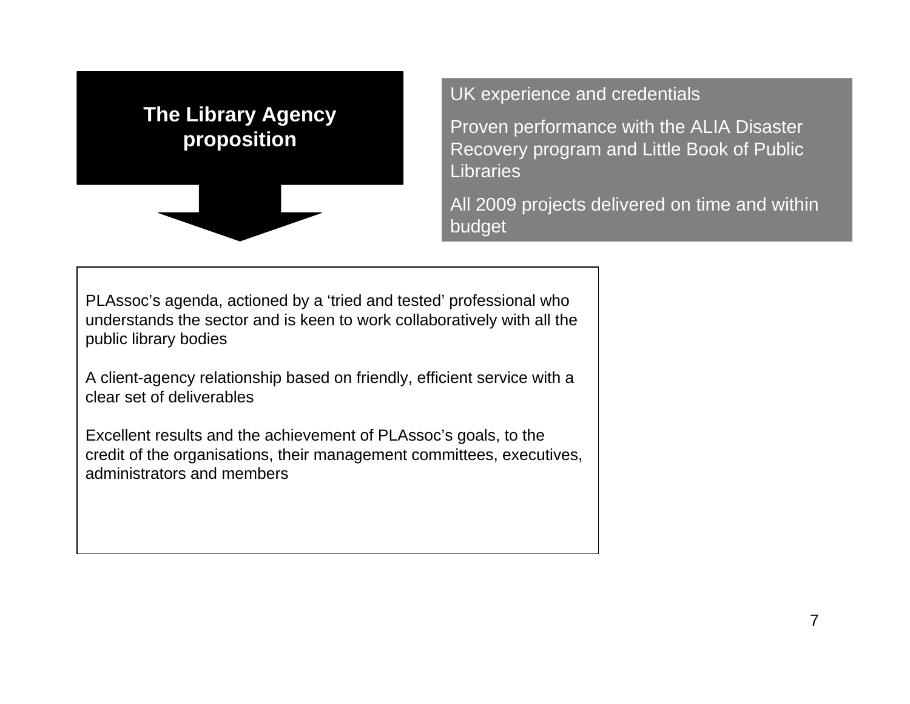## The Library Agency proposition

UK experience and credentials

Proven performance with the ALIA Disaster Recovery program and Little Book of Public Libraries

All 2009 projects delivered on time and within budget

PLAssoc’s agenda, actioned by a ‘tried and tested’ professional who understands the sector and is keen to work collaboratively with all the public library bodies

A client-agency relationship based on friendly, efficient service with a clear set of deliverables

Excellent results and the achievement of PLAssoc’s goals, to the credit of the organisations, their management committees, executives, administrators and members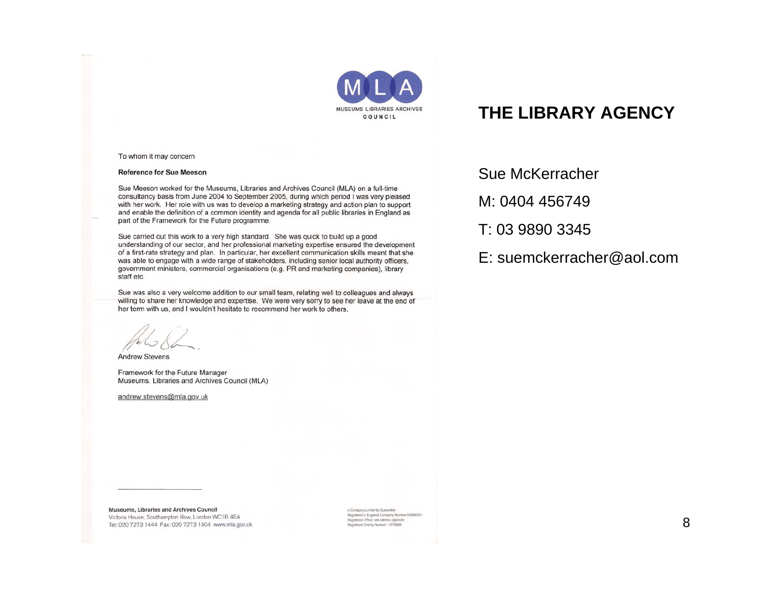MLA
MUSEUMS LIBRARIES ARCHIVES
COUNCIL

To whom it may concern

**Reference for Sue Meeson**

Sue Meeson worked for the Museums, Libraries and Archives Council (MLA) on a full-time consultancy basis from June 2004 to September 2005, during which period I was very pleased with her work. Her role with us was to develop a marketing strategy and action plan to support and enable the definition of a common identity and agenda for all public libraries in England as part of the Framework for the Future programme.

Sue carried out this work to a very high standard. She was quick to build up a good understanding of our sector, and her professional marketing expertise ensured the development of a first-rate strategy and plan. In particular, her excellent communication skills meant that she was able to engage with a wide range of stakeholders, including senior local authority officers, government ministers, commercial organisations (e.g. PR and marketing companies), library staff etc.

Sue was also a very welcome addition to our small team, relating well to colleagues and always willing to share her knowledge and expertise. We were very sorry to see her leave at the end of her term with us, and I wouldn't hesitate to recommend her work to others.

Andrew Stevens

Framework for the Future Manager
Museums, Libraries and Archives Council (MLA)

andrew.stevens@mla.gov.uk

**Museums, Libraries and Archives Council**
Victoria House, Southampton Row, London WC1B 4EA
Tel: 020 7273 1444 Fax: 020 7273 1404 www.mla.gov.uk

A Company Limited by Guarantee
Registered in England: Company Number 03888251
Registered Office: see address opposite
Registered Charity Number: 1079666

# THE LIBRARY AGENCY

Sue McKerracher

M: 0404 456749

T: 03 9890 3345

E: suemckerracher@aol.com